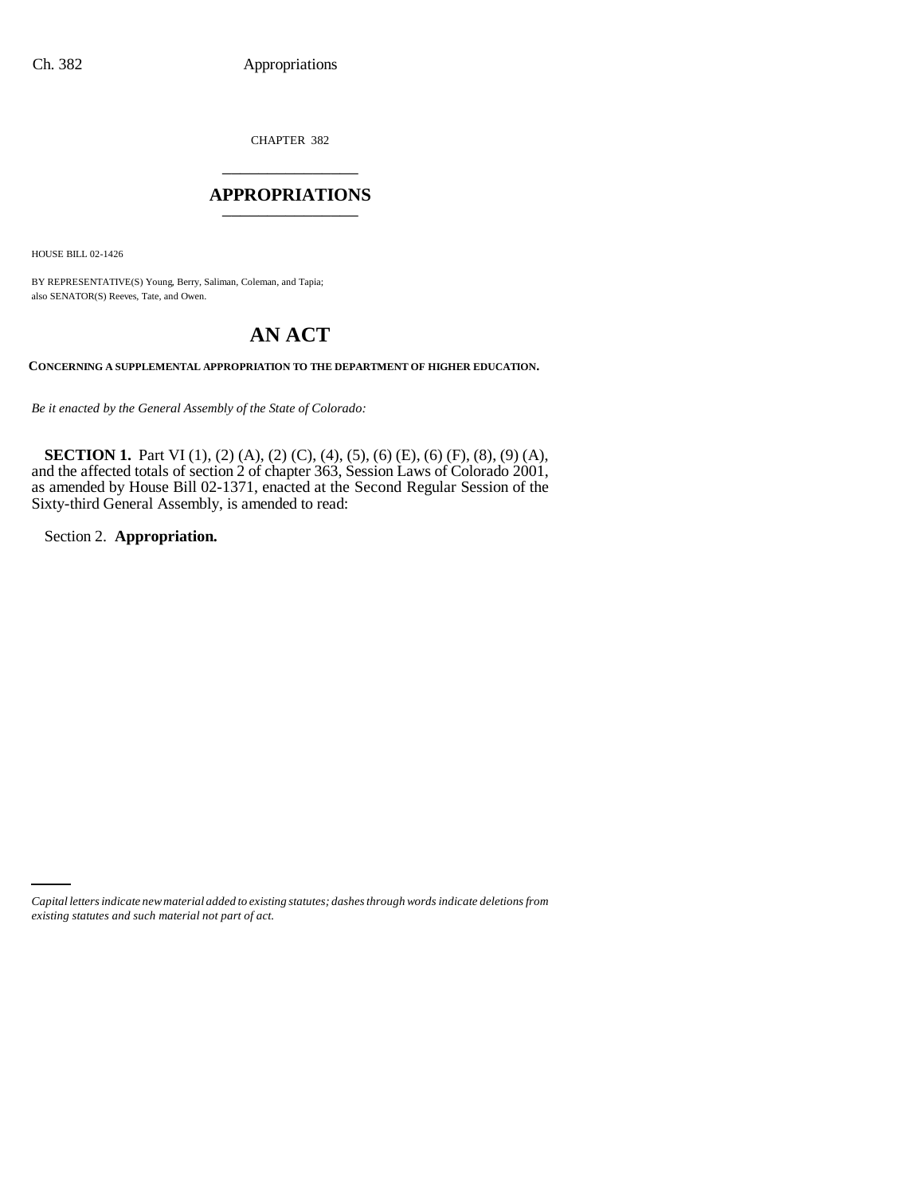CHAPTER 382

# APPROPRIATIONS

HOUSE BILL 02-1426

BY REPRESENTATIVE(S) Young, Berry, Saliman, Coleman, and Tapia;
also SENATOR(S) Reeves, Tate, and Owen.

## AN ACT

**CONCERNING A SUPPLEMENTAL APPROPRIATION TO THE DEPARTMENT OF HIGHER EDUCATION.**

*Be it enacted by the General Assembly of the State of Colorado:*

**SECTION 1.** Part VI (1), (2) (A), (2) (C), (4), (5), (6) (E), (6) (F), (8), (9) (A), and the affected totals of section 2 of chapter 363, Session Laws of Colorado 2001, as amended by House Bill 02-1371, enacted at the Second Regular Session of the Sixty-third General Assembly, is amended to read:

Section 2. **Appropriation.**

*Capital letters indicate new material added to existing statutes; dashes through words indicate deletions from existing statutes and such material not part of act.*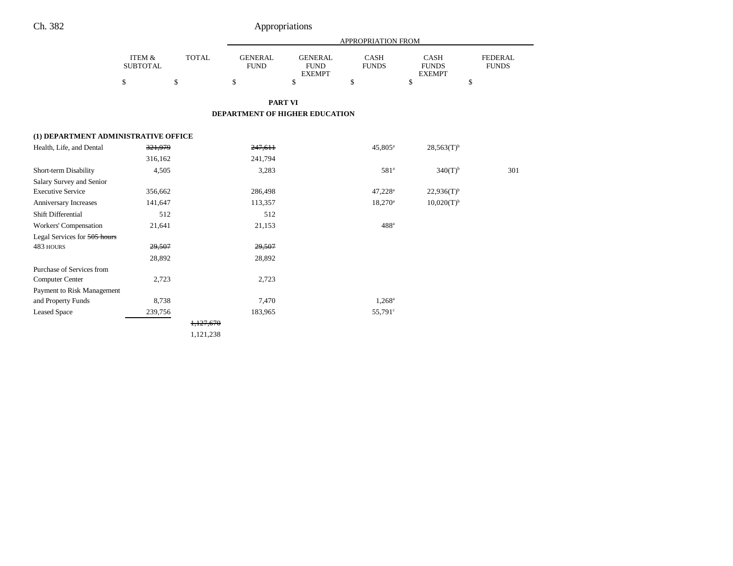| | ITEM & SUBTOTAL | TOTAL | APPROPRIATION FROM | | | | |
|---|---|---|---|---|---|---|---|
| | | | GENERAL FUND | GENERAL FUND EXEMPT | CASH FUNDS | CASH FUNDS EXEMPT | FEDERAL FUNDS |
| | $ | $ | $ | $ | $ | $ | $ |

## PART VI
## DEPARTMENT OF HIGHER EDUCATION

| | ITEM & SUBTOTAL | TOTAL | GENERAL FUND | GENERAL FUND EXEMPT | CASH FUNDS | CASH FUNDS EXEMPT | FEDERAL FUNDS |
|---|---|---|---|---|---|---|---|
| **(1) DEPARTMENT ADMINISTRATIVE OFFICE** | | | | | | | |
| Health, Life, and Dental | ~~321,979~~ 316,162 | | ~~247,611~~ 241,794 | | 45,805[a] | 28,563(T)[b] | |
| Short-term Disability | 4,505 | | 3,283 | | 581[a] | 340(T)[b] | 301 |
| Salary Survey and Senior Executive Service | 356,662 | | 286,498 | | 47,228[a] | 22,936(T)[b] | |
| Anniversary Increases | 141,647 | | 113,357 | | 18,270[a] | 10,020(T)[b] | |
| Shift Differential | 512 | | 512 | | | | |
| Workers' Compensation | 21,641 | | 21,153 | | 488[a] | | |
| Legal Services for ~~505 hours~~ 483 HOURS | ~~29,507~~ 28,892 | | ~~29,507~~ 28,892 | | | | |
| Purchase of Services from Computer Center | 2,723 | | 2,723 | | | | |
| Payment to Risk Management and Property Funds | 8,738 | | 7,470 | | 1,268[a] | | |
| Leased Space | 239,756 | | 183,965 | | 55,791[c] | | |
| | | ~~1,127,670~~ 1,121,238 | | | | | |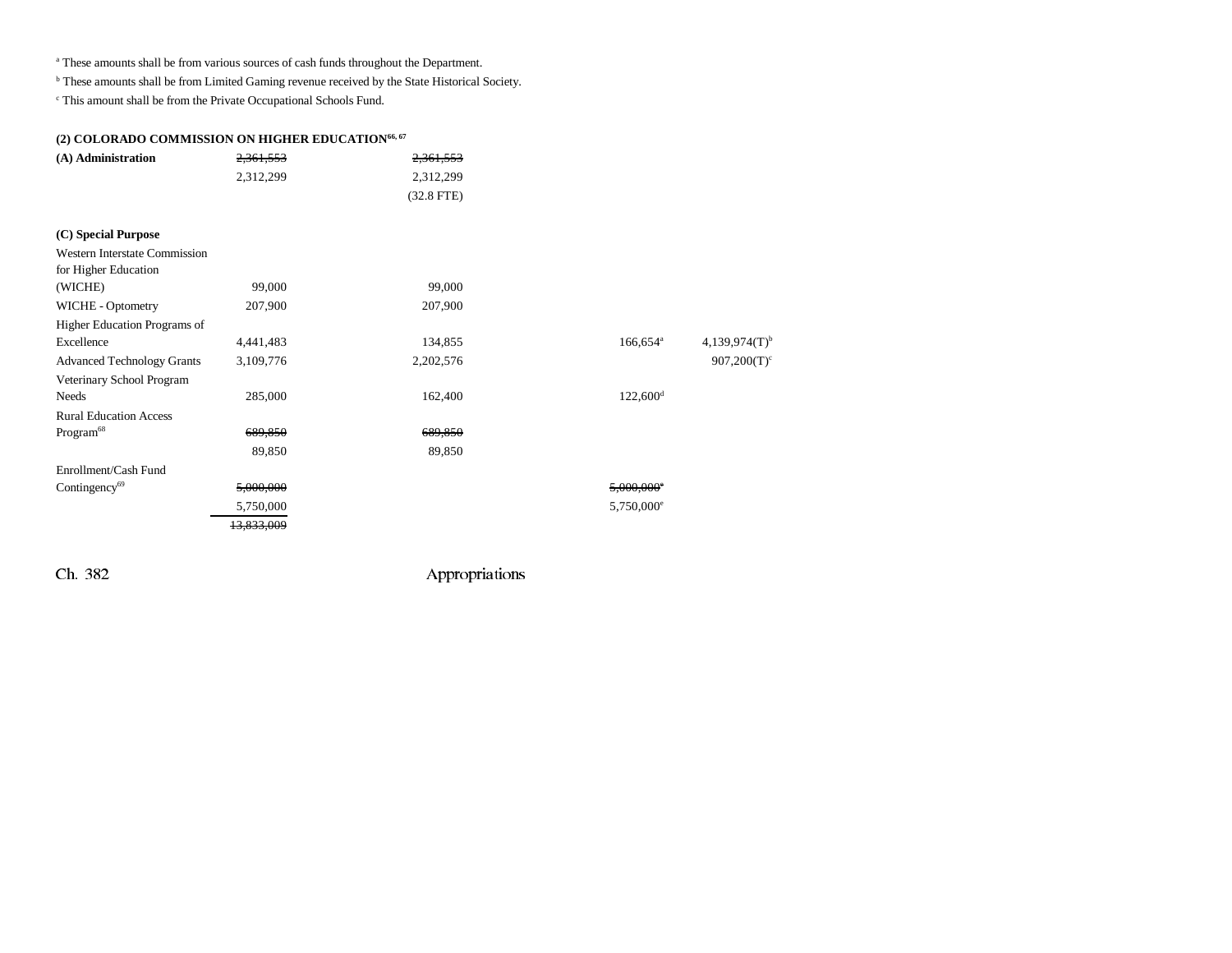[a] These amounts shall be from various sources of cash funds throughout the Department.

[b] These amounts shall be from Limited Gaming revenue received by the State Historical Society.

[c] This amount shall be from the Private Occupational Schools Fund.

**(2) COLORADO COMMISSION ON HIGHER EDUCATION[66, 67]**

| | | | | | |
|---|---|---|---|---|---|
| **(A) Administration** | ~~2,361,553~~ | ~~2,361,553~~ | | | |
| | 2,312,299 | 2,312,299 | | | |
| | | (32.8 FTE) | | | |
| **(C) Special Purpose** | | | | | |
| Western Interstate Commission for Higher Education (WICHE) | 99,000 | 99,000 | | | |
| WICHE - Optometry | 207,900 | 207,900 | | | |
| Higher Education Programs of Excellence | 4,441,483 | 134,855 | | 166,654[a] | 4,139,974(T)[b] |
| Advanced Technology Grants | 3,109,776 | 2,202,576 | | | 907,200(T)[c] |
| Veterinary School Program Needs | 285,000 | 162,400 | | 122,600[d] | |
| Rural Education Access Program[68] | ~~689,850~~ | ~~689,850~~ | | | |
| | 89,850 | 89,850 | | | |
| Enrollment/Cash Fund Contingency[69] | ~~5,000,000~~ | | | ~~5,000,000[e]~~ | |
| | 5,750,000 | | | 5,750,000[e] | |
| | ~~13,833,009~~ | | | | |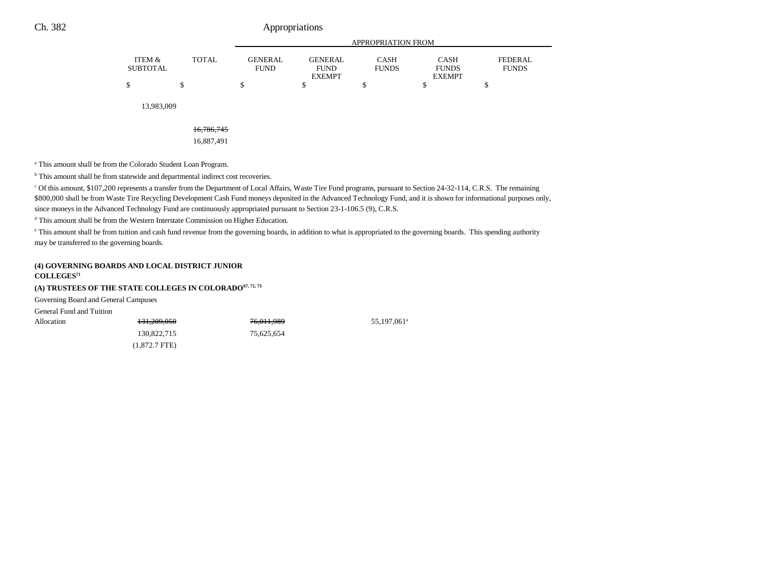| | ITEM & SUBTOTAL | TOTAL | APPROPRIATION FROM GENERAL FUND | GENERAL FUND EXEMPT | CASH FUNDS | CASH FUNDS EXEMPT | FEDERAL FUNDS |
|---|---|---|---|---|---|---|---|
| | $ | $ | $ | $ | $ | $ | $ |
| | 13,983,009 | | | | | | |
| | | ~~16,786,745~~ | | | | | |
| | | 16,887,491 | | | | | |

[a] This amount shall be from the Colorado Student Loan Program.

[b] This amount shall be from statewide and departmental indirect cost recoveries.

[c] Of this amount, $107,200 represents a transfer from the Department of Local Affairs, Waste Tire Fund programs, pursuant to Section 24-32-114, C.R.S. The remaining $800,000 shall be from Waste Tire Recycling Development Cash Fund moneys deposited in the Advanced Technology Fund, and it is shown for informational purposes only, since moneys in the Advanced Technology Fund are continuously appropriated pursuant to Section 23-1-106.5 (9), C.R.S.

[d] This amount shall be from the Western Interstate Commission on Higher Education.

[e] This amount shall be from tuition and cash fund revenue from the governing boards, in addition to what is appropriated to the governing boards. This spending authority may be transferred to the governing boards.

**(4) GOVERNING BOARDS AND LOCAL DISTRICT JUNIOR COLLEGES[71]**

**(A) TRUSTEES OF THE STATE COLLEGES IN COLORADO[67, 72, 73]**

Governing Board and General Campuses

| | ITEM & SUBTOTAL | TOTAL | GENERAL FUND | GENERAL FUND EXEMPT | CASH FUNDS | CASH FUNDS EXEMPT | FEDERAL FUNDS |
|---|---|---|---|---|---|---|---|
| General Fund and Tuition Allocation | ~~131,209,050~~ | | ~~76,011,989~~ | | 55,197,061[a] | | |
| | 130,822,715 | | 75,625,654 | | | | |
| | (1,872.7 FTE) | | | | | | |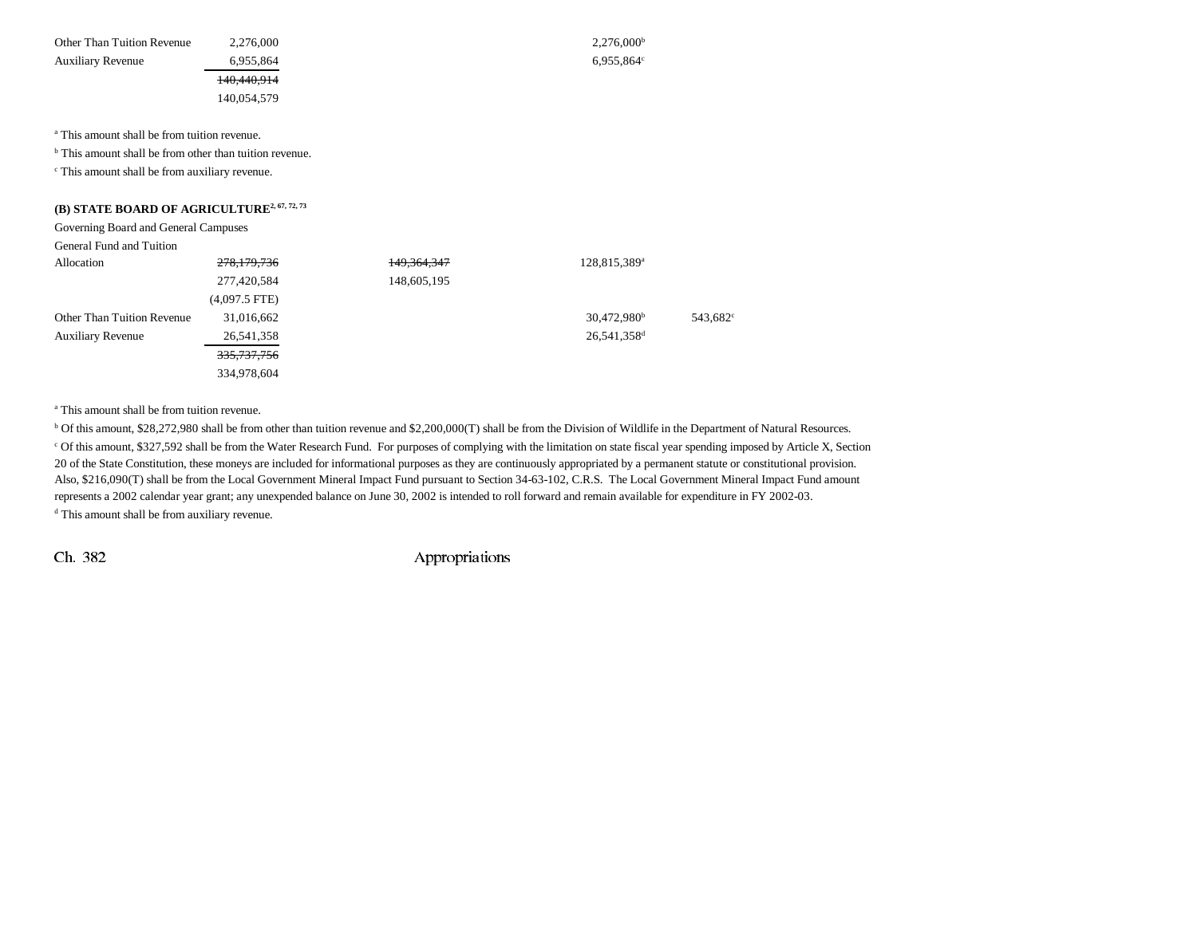| | | | | |
|---|---|---|---|---|
| Other Than Tuition Revenue | 2,276,000 | | 2,276,000[b] | |
| Auxiliary Revenue | 6,955,864 | | 6,955,864[c] | |
| | ~~140,440,914~~ | | | |
| | 140,054,579 | | | |

[a] This amount shall be from tuition revenue.

[b] This amount shall be from other than tuition revenue.

[c] This amount shall be from auxiliary revenue.

**(B) STATE BOARD OF AGRICULTURE**[2, 67, 72, 73]

Governing Board and General Campuses

| | | | | |
|---|---|---|---|---|
| General Fund and Tuition Allocation | ~~278,179,736~~ | ~~149,364,347~~ | 128,815,389[a] | |
| | 277,420,584 | 148,605,195 | | |
| | (4,097.5 FTE) | | | |
| Other Than Tuition Revenue | 31,016,662 | | 30,472,980[b] | 543,682[c] |
| Auxiliary Revenue | 26,541,358 | | 26,541,358[d] | |
| | ~~335,737,756~~ | | | |
| | 334,978,604 | | | |

[a] This amount shall be from tuition revenue.

[b] Of this amount, $28,272,980 shall be from other than tuition revenue and $2,200,000(T) shall be from the Division of Wildlife in the Department of Natural Resources.

[c] Of this amount, $327,592 shall be from the Water Research Fund. For purposes of complying with the limitation on state fiscal year spending imposed by Article X, Section 20 of the State Constitution, these moneys are included for informational purposes as they are continuously appropriated by a permanent statute or constitutional provision. Also, $216,090(T) shall be from the Local Government Mineral Impact Fund pursuant to Section 34-63-102, C.R.S. The Local Government Mineral Impact Fund amount represents a 2002 calendar year grant; any unexpended balance on June 30, 2002 is intended to roll forward and remain available for expenditure in FY 2002-03.

[d] This amount shall be from auxiliary revenue.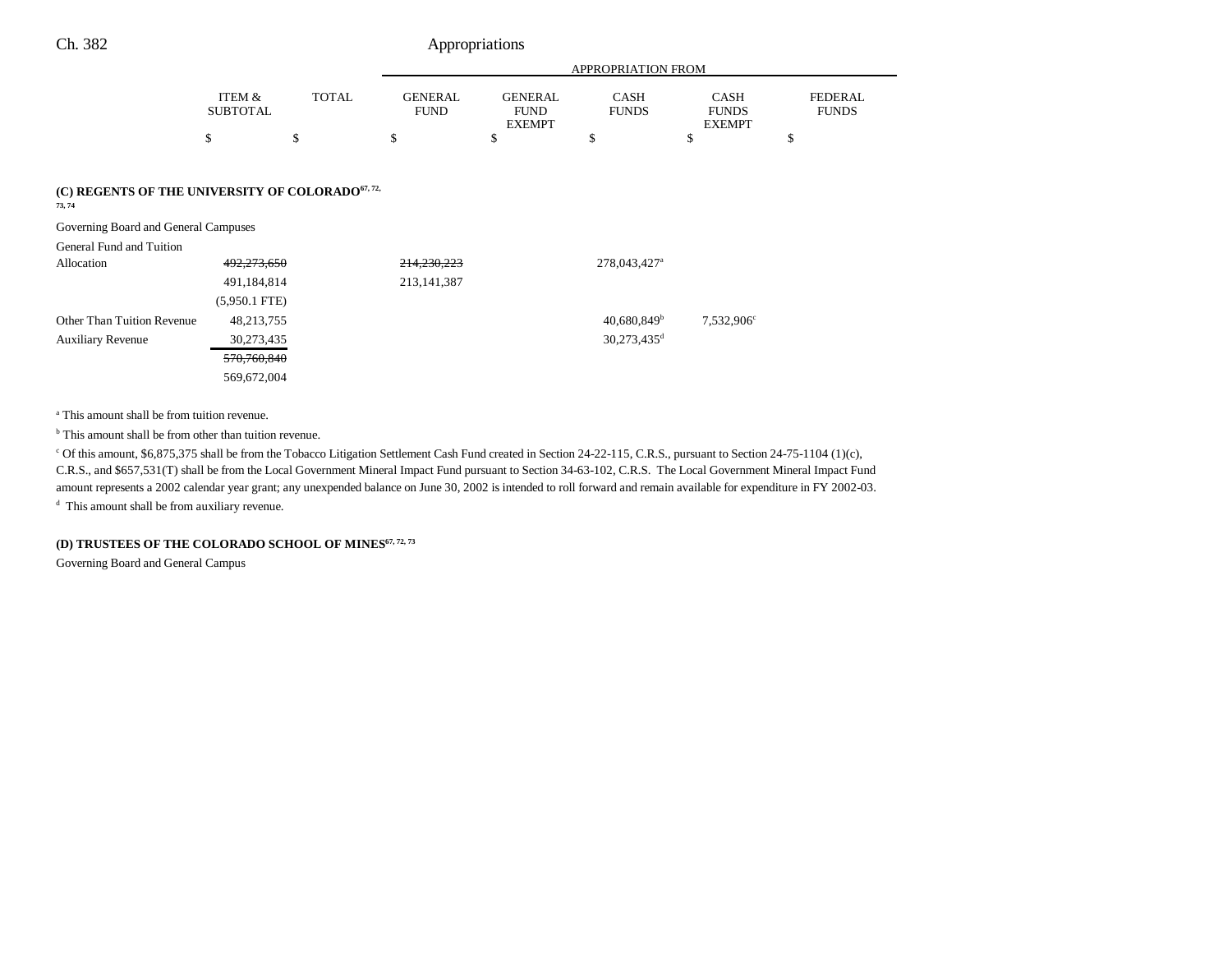| | ITEM & SUBTOTAL | TOTAL | GENERAL FUND | GENERAL FUND EXEMPT | CASH FUNDS | CASH FUNDS EXEMPT | FEDERAL FUNDS |
|---|---|---|---|---|---|---|---|
| | | | APPROPRIATION FROM | | | | |
| | $ | $ | $ | $ | $ | $ | $ |
| **(C) REGENTS OF THE UNIVERSITY OF COLORADO[67, 72, 73, 74]** | | | | | | | |
| Governing Board and General Campuses | | | | | | | |
| General Fund and Tuition Allocation | ~~492,273,650~~ 491,184,814 (5,950.1 FTE) | | ~~214,230,223~~ 213,141,387 | | 278,043,427[a] | | |
| Other Than Tuition Revenue | 48,213,755 | | | | 40,680,849[b] | 7,532,906[c] | |
| Auxiliary Revenue | 30,273,435 | | | | 30,273,435[d] | | |
| | ~~570,760,840~~ 569,672,004 | | | | | | |

[a] This amount shall be from tuition revenue.

[b] This amount shall be from other than tuition revenue.

[c] Of this amount, $6,875,375 shall be from the Tobacco Litigation Settlement Cash Fund created in Section 24-22-115, C.R.S., pursuant to Section 24-75-1104 (1)(c), C.R.S., and $657,531(T) shall be from the Local Government Mineral Impact Fund pursuant to Section 34-63-102, C.R.S. The Local Government Mineral Impact Fund amount represents a 2002 calendar year grant; any unexpended balance on June 30, 2002 is intended to roll forward and remain available for expenditure in FY 2002-03.

[d] This amount shall be from auxiliary revenue.

**(D) TRUSTEES OF THE COLORADO SCHOOL OF MINES[67, 72, 73]**

Governing Board and General Campus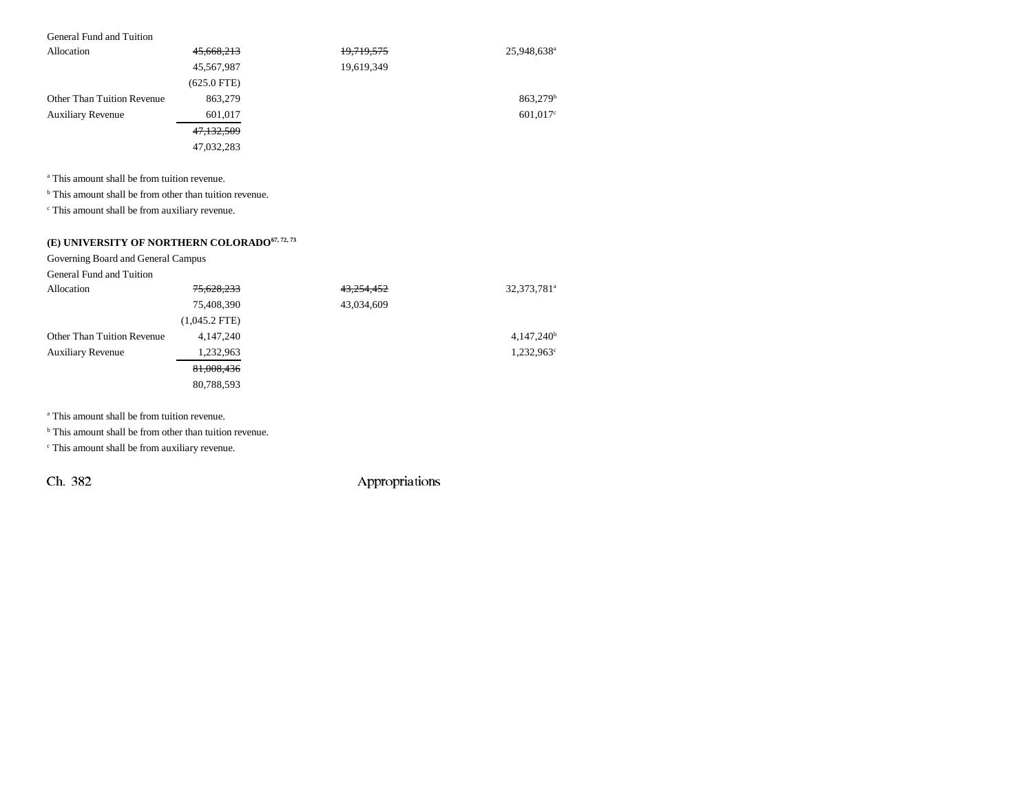| | | | |
|---|---|---|---|
| General Fund and Tuition Allocation | ~~45,668,213~~ | ~~19,719,575~~ | 25,948,638[a] |
| | 45,567,987 | 19,619,349 | |
| | (625.0 FTE) | | |
| Other Than Tuition Revenue | 863,279 | | 863,279[b] |
| Auxiliary Revenue | 601,017 | | 601,017[c] |
| | ~~47,132,509~~ | | |
| | 47,032,283 | | |

[a] This amount shall be from tuition revenue.
[b] This amount shall be from other than tuition revenue.
[c] This amount shall be from auxiliary revenue.

**(E) UNIVERSITY OF NORTHERN COLORADO[67, 72, 73]**

Governing Board and General Campus

| | | | |
|---|---|---|---|
| General Fund and Tuition Allocation | ~~75,628,233~~ | ~~43,254,452~~ | 32,373,781[a] |
| | 75,408,390 | 43,034,609 | |
| | (1,045.2 FTE) | | |
| Other Than Tuition Revenue | 4,147,240 | | 4,147,240[b] |
| Auxiliary Revenue | 1,232,963 | | 1,232,963[c] |
| | ~~81,008,436~~ | | |
| | 80,788,593 | | |

[a] This amount shall be from tuition revenue.
[b] This amount shall be from other than tuition revenue.
[c] This amount shall be from auxiliary revenue.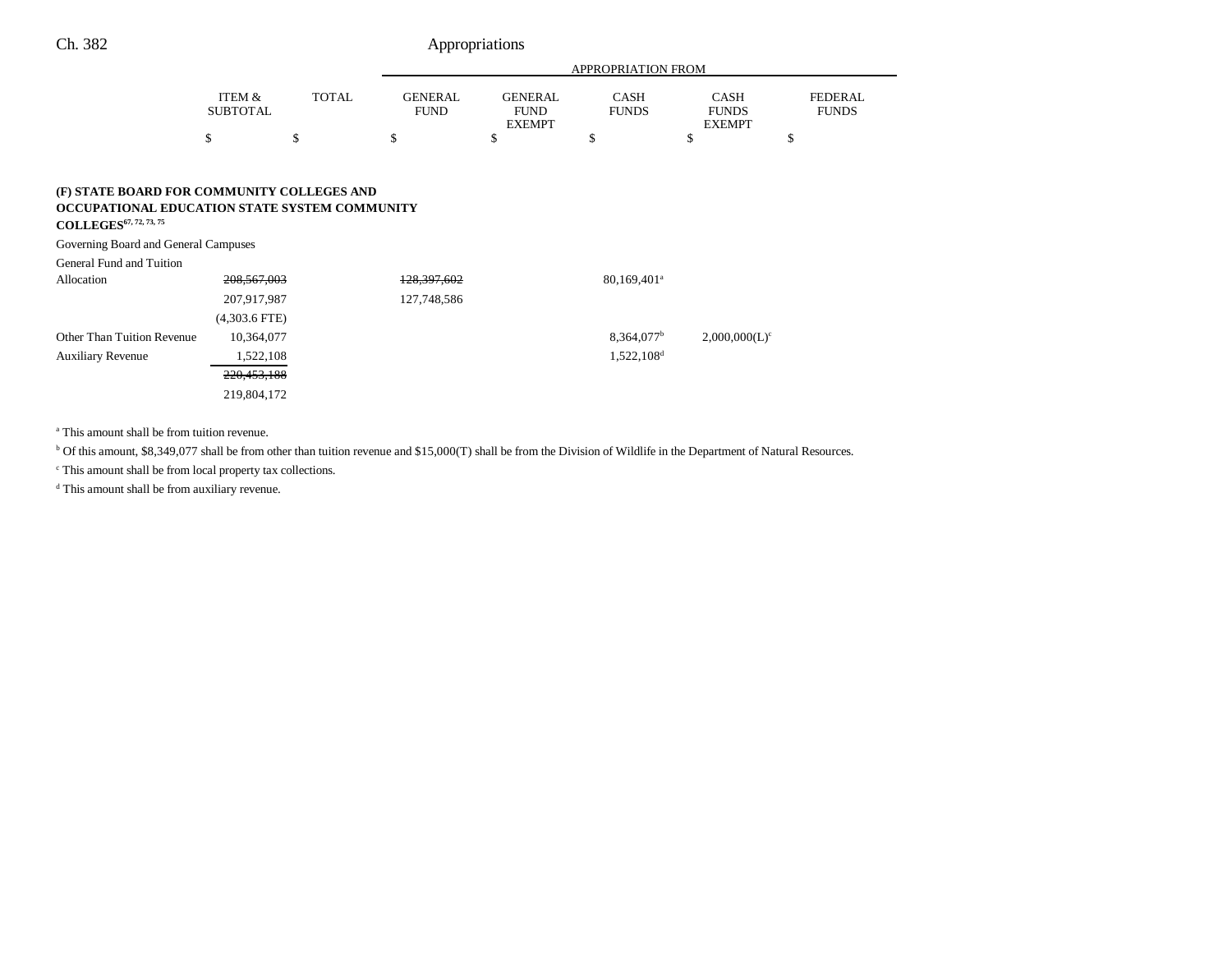| | ITEM & SUBTOTAL | TOTAL | APPROPRIATION FROM GENERAL FUND | GENERAL FUND EXEMPT | CASH FUNDS | CASH FUNDS EXEMPT | FEDERAL FUNDS |
|---|---|---|---|---|---|---|---|
| | $ | $ | $ | $ | $ | $ | $ |
| **(F) STATE BOARD FOR COMMUNITY COLLEGES AND OCCUPATIONAL EDUCATION STATE SYSTEM COMMUNITY COLLEGES[67, 72, 73, 75]** | | | | | | | |
| Governing Board and General Campuses | | | | | | | |
| General Fund and Tuition Allocation | ~~208,567,003~~ | | ~~128,397,602~~ | | 80,169,401[a] | | |
| | 207,917,987 | | 127,748,586 | | | | |
| | (4,303.6 FTE) | | | | | | |
| Other Than Tuition Revenue | 10,364,077 | | | | 8,364,077[b] | 2,000,000(L)[c] | |
| Auxiliary Revenue | 1,522,108 | | | | 1,522,108[d] | | |
| | ~~220,453,188~~ | | | | | | |
| | 219,804,172 | | | | | | |

[a] This amount shall be from tuition revenue.

[b] Of this amount, $8,349,077 shall be from other than tuition revenue and $15,000(T) shall be from the Division of Wildlife in the Department of Natural Resources.

[c] This amount shall be from local property tax collections.

[d] This amount shall be from auxiliary revenue.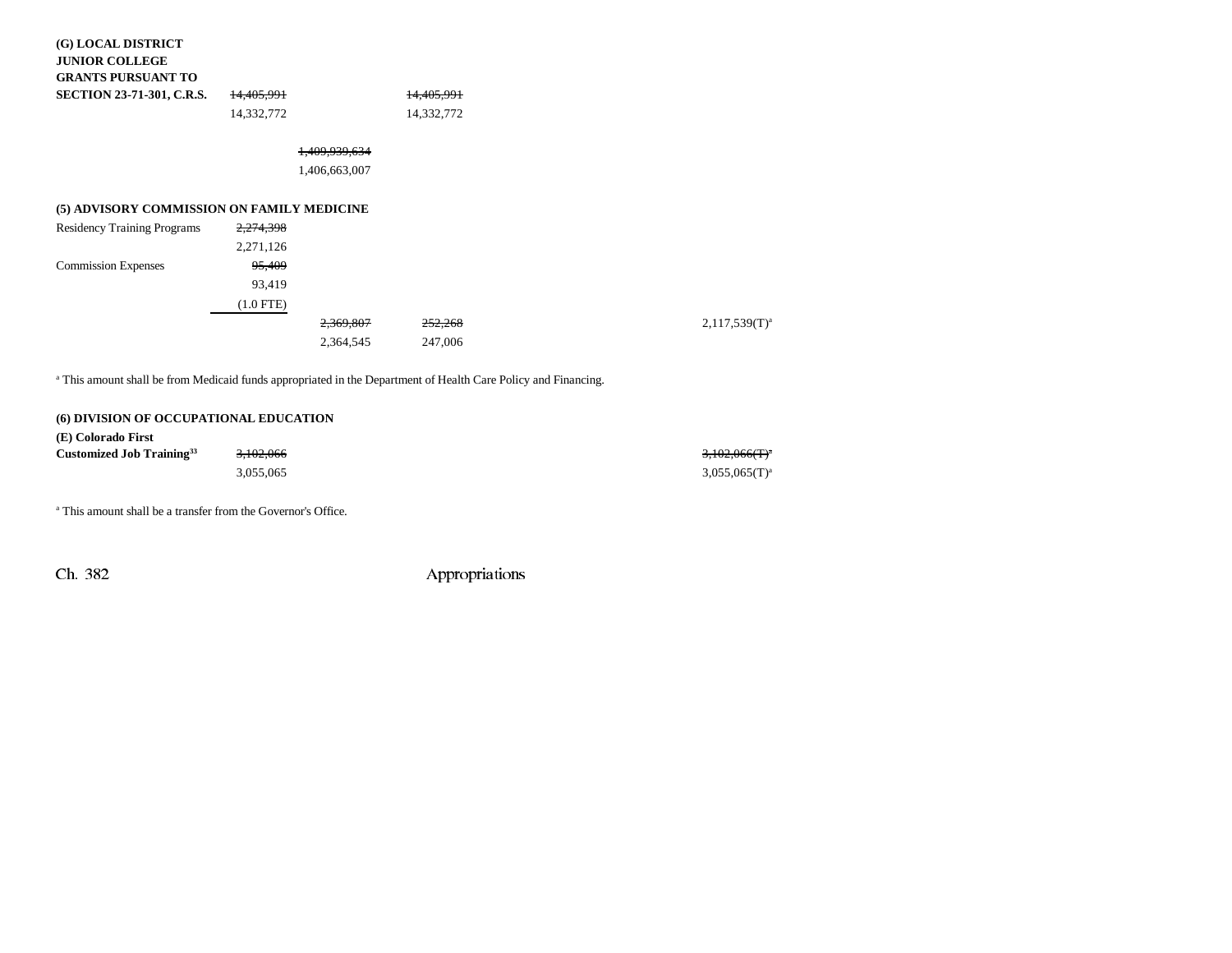| | | | | | | |
|---|---|---|---|---|---|---|
| **(G) LOCAL DISTRICT JUNIOR COLLEGE GRANTS PURSUANT TO SECTION 23-71-301, C.R.S.** | ~~14,405,991~~ 14,332,772 | | ~~14,405,991~~ 14,332,772 | | | |
| | | ~~1,409,939,634~~ 1,406,663,007 | | | | |

**(5) ADVISORY COMMISSION ON FAMILY MEDICINE**

| | | | | | | |
|---|---|---|---|---|---|---|
| Residency Training Programs | ~~2,274,398~~ 2,271,126 | | | | | |
| Commission Expenses | ~~95,409~~ 93,419 (1.0 FTE) | | | | | |
| | | ~~2,369,807~~ 2,364,545 | ~~252,268~~ 247,006 | | | 2,117,539(T)[a] |

[a] This amount shall be from Medicaid funds appropriated in the Department of Health Care Policy and Financing.

**(6) DIVISION OF OCCUPATIONAL EDUCATION**

| | | | | | | |
|---|---|---|---|---|---|---|
| **(E) Colorado First Customized Job Training**[33] | ~~3,102,066~~ 3,055,065 | | | | | ~~3,102,066(T)[a]~~ 3,055,065(T)[a] |

[a] This amount shall be a transfer from the Governor's Office.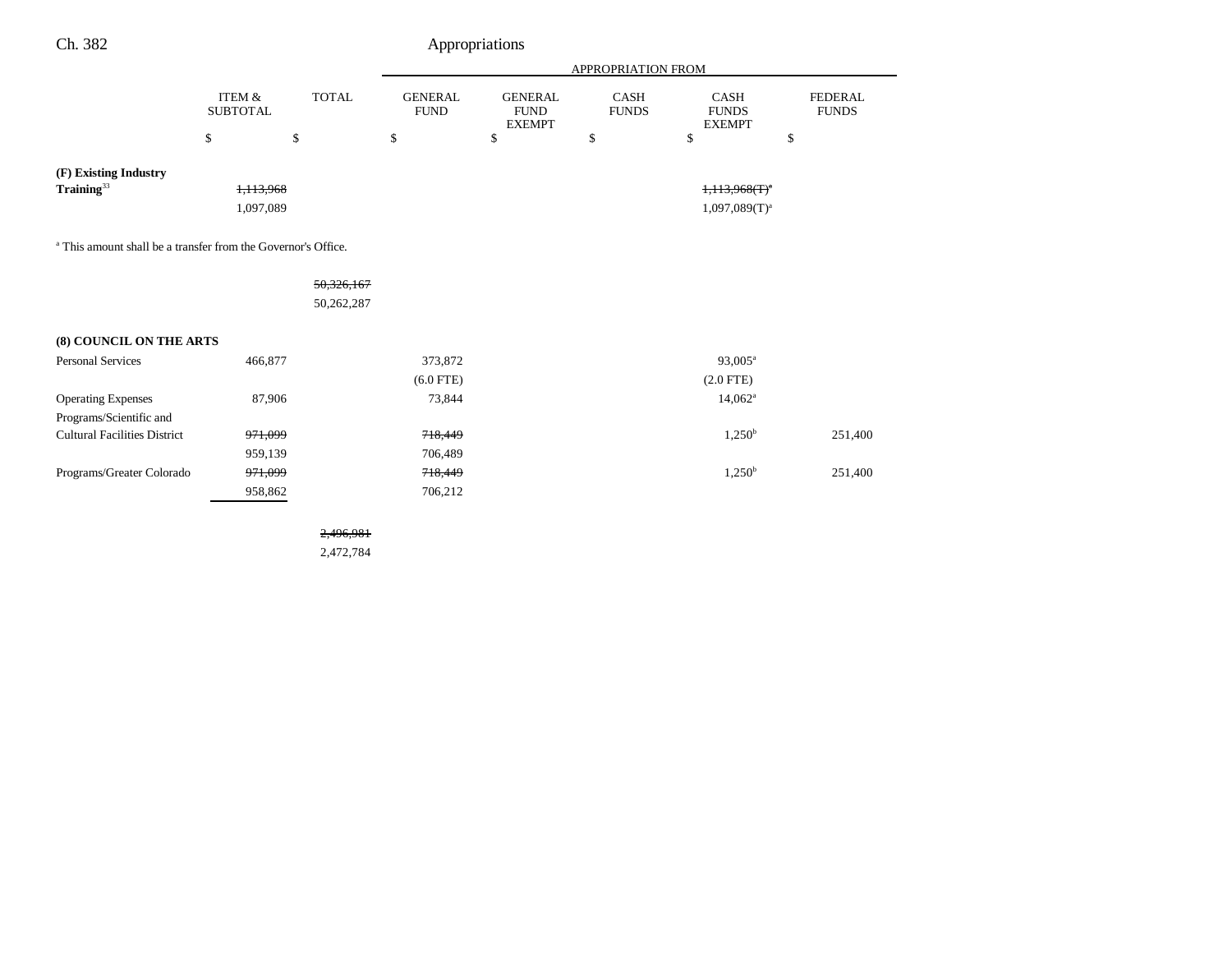| | ITEM & SUBTOTAL | TOTAL | GENERAL FUND | GENERAL FUND EXEMPT | CASH FUNDS | CASH FUNDS EXEMPT | FEDERAL FUNDS |
|---|---|---|---|---|---|---|---|
| | $ | $ | $ | $ | $ | $ | $ |
| **(F) Existing Industry Training**[33] | ~~1,113,968~~ | | | | | ~~1,113,968(T)[a]~~ | |
| | 1,097,089 | | | | | 1,097,089(T)[a] | |

[a] This amount shall be a transfer from the Governor's Office.

| | ITEM & SUBTOTAL | TOTAL | GENERAL FUND | GENERAL FUND EXEMPT | CASH FUNDS | CASH FUNDS EXEMPT | FEDERAL FUNDS |
|---|---|---|---|---|---|---|---|
| | | ~~50,326,167~~ | | | | | |
| | | 50,262,287 | | | | | |
| **(8) COUNCIL ON THE ARTS** | | | | | | | |
| Personal Services | 466,877 | | 373,872 | | | 93,005[a] | |
| | | | (6.0 FTE) | | | (2.0 FTE) | |
| Operating Expenses | 87,906 | | 73,844 | | | 14,062[a] | |
| Programs/Scientific and Cultural Facilities District | ~~971,099~~ | | ~~718,449~~ | | | 1,250[b] | 251,400 |
| | 959,139 | | 706,489 | | | | |
| Programs/Greater Colorado | ~~971,099~~ | | ~~718,449~~ | | | 1,250[b] | 251,400 |
| | 958,862 | | 706,212 | | | | |
| | | ~~2,496,981~~ | | | | | |
| | | 2,472,784 | | | | | |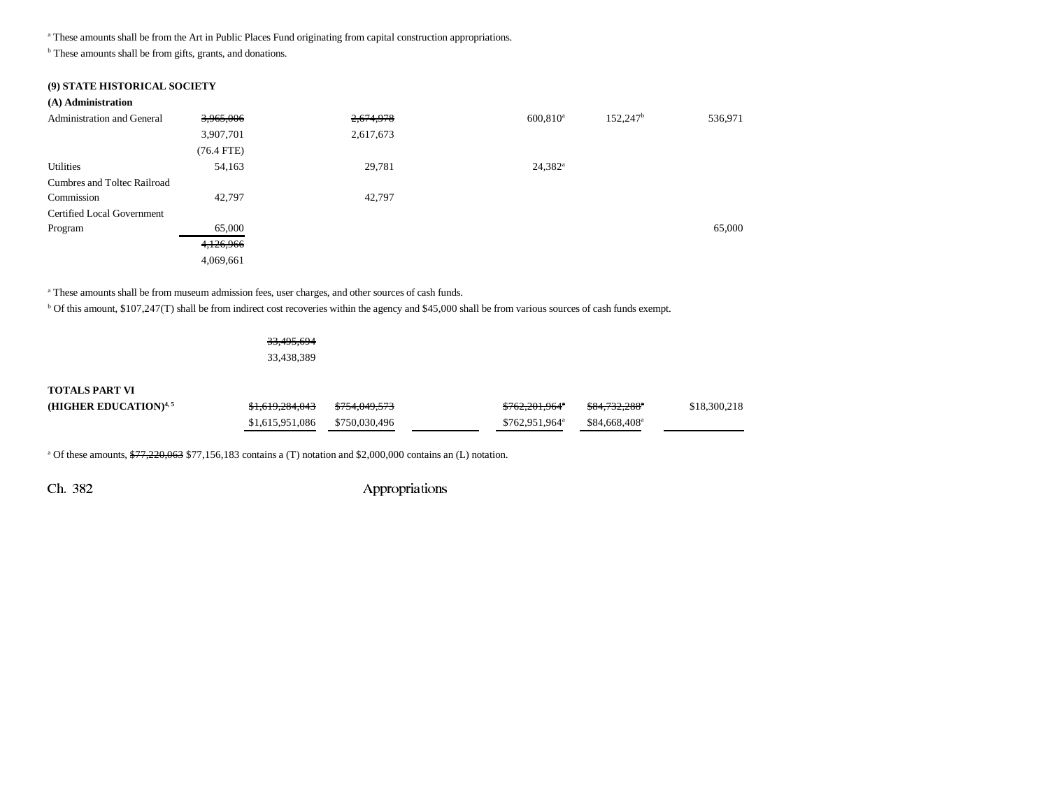[a] These amounts shall be from the Art in Public Places Fund originating from capital construction appropriations.

[b] These amounts shall be from gifts, grants, and donations.

### (9) STATE HISTORICAL SOCIETY

#### (A) Administration

| | Total | General Fund | General Fund Exempt | Cash Funds | Cash Funds Exempt | Federal Funds |
|---|---|---|---|---|---|---|
| Administration and General | ~~3,965,006~~ 3,907,701 (76.4 FTE) | ~~2,674,978~~ 2,617,673 | | 600,810[a] | 152,247[b] | 536,971 |
| Utilities | 54,163 | 29,781 | | 24,382[a] | | |
| Cumbres and Toltec Railroad Commission | 42,797 | 42,797 | | | | |
| Certified Local Government Program | 65,000 | | | | | 65,000 |
| | ~~4,126,966~~ 4,069,661 | | | | | |

[a] These amounts shall be from museum admission fees, user charges, and other sources of cash funds.

[b] Of this amount, $107,247(T) shall be from indirect cost recoveries within the agency and $45,000 shall be from various sources of cash funds exempt.

~~33,495,694~~ 33,438,389

| | Total | General Fund | General Fund Exempt | Cash Funds | Cash Funds Exempt | Federal Funds |
|---|---|---|---|---|---|---|
| **TOTALS PART VI (HIGHER EDUCATION)**[4, 5] | ~~$1,619,284,043~~ $1,615,951,086 | ~~$754,049,573~~ $750,030,496 | | ~~$762,201,964~~[a] $762,951,964[a] | ~~$84,732,288~~[a] $84,668,408[a] | $18,300,218 |

[a] Of these amounts, ~~$77,220,063~~ $77,156,183 contains a (T) notation and $2,000,000 contains an (L) notation.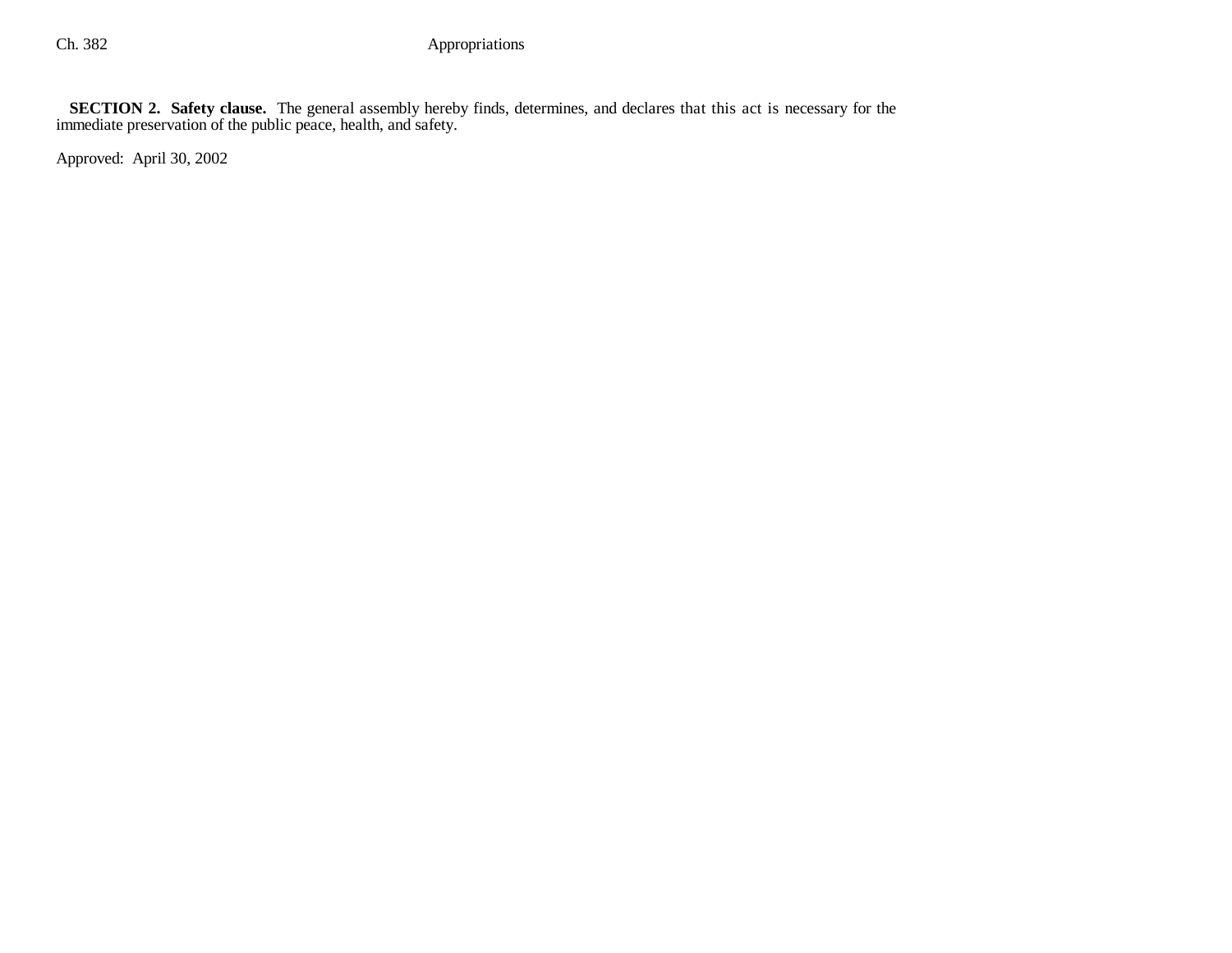**SECTION 2. Safety clause.** The general assembly hereby finds, determines, and declares that this act is necessary for the immediate preservation of the public peace, health, and safety.

Approved: April 30, 2002